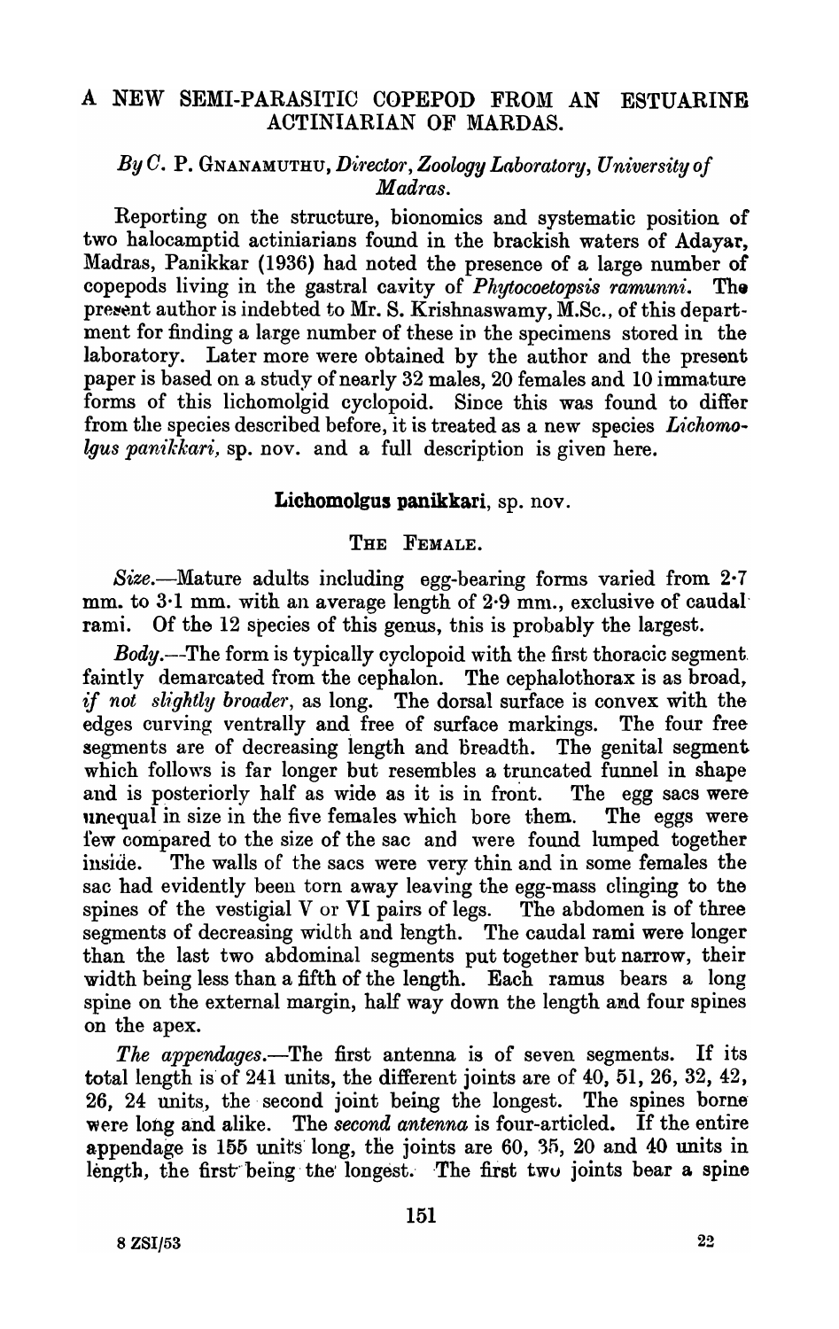# A NEW SEMI-PARASITIC COPEPOD FROM AN ESTUARINE ACTINIARIAN OF MARDAS.

*By* C. P. GNANAMUTHU, *Director, Zoology Laboratory, University of Madras.*

Reporting on the structure, bionomics and systematic position of two halocamptid actiniarians found in the brackish waters of Adayar, Madras, Panikkar (1936) had noted the presence of a large number of copepods living in the gastral cavity of *Phytocoetopsis ramunni*. The present author is indebted to Mr. S. Krishnaswamy, M.Sc., of this department for finding a large number of these in the specimens stored in the laboratory. Later more were obtained by the author and the present paper is based on a study of nearly 32 males, 20 females and 10 immature forms of this lichomolgid cyclopoid. Since this was found to differ from the species described before, it is treated as a new species *Lichomolgus panikkari*, sp. nov. and a full description is given here.

## Lichomolgus panikkari, sp. nov.

### THE FEMALE.

*Size.*—Mature adults including egg-bearing forms varied from 2·7 mm. to 3·1 mm. with an average length of 2·9 mm., exclusive of caudal rami. Of the 12 species of this genus, this is probably the largest.

*Body.*—The form is typically cyclopoid with the first thoracic segment faintly demarcated from the cephalon. The cephalothorax is as broad, *if not slightly broader*, as long. The dorsal surface is convex with the edges curving ventrally and free of surface markings. The four free segments are of decreasing length and breadth. The genital segment which follows is far longer but resembles a truncated funnel in shape and is posteriorly half as wide as it is in front. The egg sacs were unequal in size in the five females which bore them. The eggs were few compared to the size of the sac and were found lumped together inside. The walls of the sacs were very thin and in some females the sac had evidently been torn away leaving the egg-mass clinging to the spines of the vestigial V or VI pairs of legs. The abdomen is of three segments of decreasing width and length. The caudal rami were longer than the last two abdominal segments put together but narrow, their width being less than a fifth of the length. Each ramus bears a long spine on the external margin, half way down the length and four spines on the apex.

*The appendages.*—The first antenna is of seven segments. If its total length is of 241 units, the different joints are of 40, 51, 26, 32, 42, 26, 24 units, the second joint being the longest. The spines borne were long and alike. The *second antenna* is four-articled. If the entire appendage is 155 units long, the joints are 60, 35, 20 and 40 units in length, the first being the longest. The first two joints bear a spine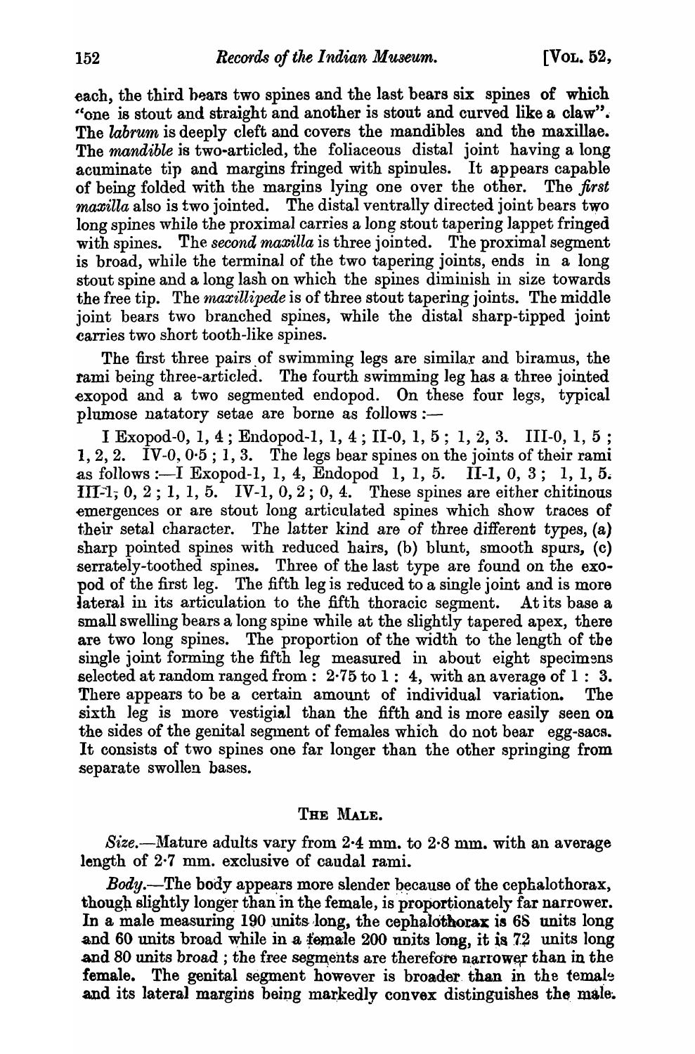each, the third bears two spines and the last bears six spines of which "one is stout and straight and another is stout and curved like a claw". The *labrum* is deeply cleft and covers the mandibles and the maxillae. The *mandible* is two-articled, the foliaceous distal joint having a long acuminate tip and margins fringed with spinules. It appears capable of being folded with the margins lying one over the other. The *first maxilla* also is two jointed. The distal ventrally directed joint bears two long spines while the proximal carries a long stout tapering lappet fringed with spines. The *second maxilla* is three jointed. The proximal segment is broad, while the terminal of the two tapering joints, ends in a long stout spine and a long lash on which the spines diminish in size towards the free tip. The *maxillipede* is of three stout tapering joints. The middle joint bears two branched spines, while the distal sharp-tipped joint carries two short tooth-like spines.

The first three pairs of swimming legs are similar and biramus, the rami being three-articled. The fourth swimming leg has a three jointed exopod and a two segmented endopod. On these four legs, typical plumose natatory setae are borne as follows :—

I Exopod-0, 1, 4 ; Endopod-1, 1, 4 ; II-0, 1, 5 ; 1, 2, 3. III-0, 1, 5 ; 1, 2, 2. IV-0, 0·5 ; 1, 3. The legs bear spines on the joints of their rami as follows :—I Exopod-1, 1, 4, Endopod 1, 1, 5. II-1, 0, 3 ; 1, 1, 5. III-1, 0, 2 ; 1, 1, 5. IV-1, 0, 2 ; 0, 4. These spines are either chitinous emergences or are stout long articulated spines which show traces of their setal character. The latter kind are of three different types, (a) sharp pointed spines with reduced hairs, (b) blunt, smooth spurs, (c) serrately-toothed spines. Three of the last type are found on the exopod of the first leg. The fifth leg is reduced to a single joint and is more lateral in its articulation to the fifth thoracic segment. At its base a small swelling bears a long spine while at the slightly tapered apex, there are two long spines. The proportion of the width to the length of the single joint forming the fifth leg measured in about eight specimens selected at random ranged from : 2·75 to 1 : 4, with an average of 1 : 3. There appears to be a certain amount of individual variation. The sixth leg is more vestigial than the fifth and is more easily seen on the sides of the genital segment of females which do not bear egg-sacs. It consists of two spines one far longer than the other springing from separate swollen bases.

## THE MALE.

*Size.*—Mature adults vary from 2·4 mm. to 2·8 mm. with an average length of 2·7 mm. exclusive of caudal rami.

*Body.*—The body appears more slender because of the cephalothorax, though slightly longer than in the female, is proportionately far narrower. In a male measuring 190 units long, the cephalothorax is 68 units long and 60 units broad while in a female 200 units long, it is 72 units long and 80 units broad ; the free segments are therefore narrower than in the female. The genital segment however is broader than in the female and its lateral margins being markedly convex distinguishes the male.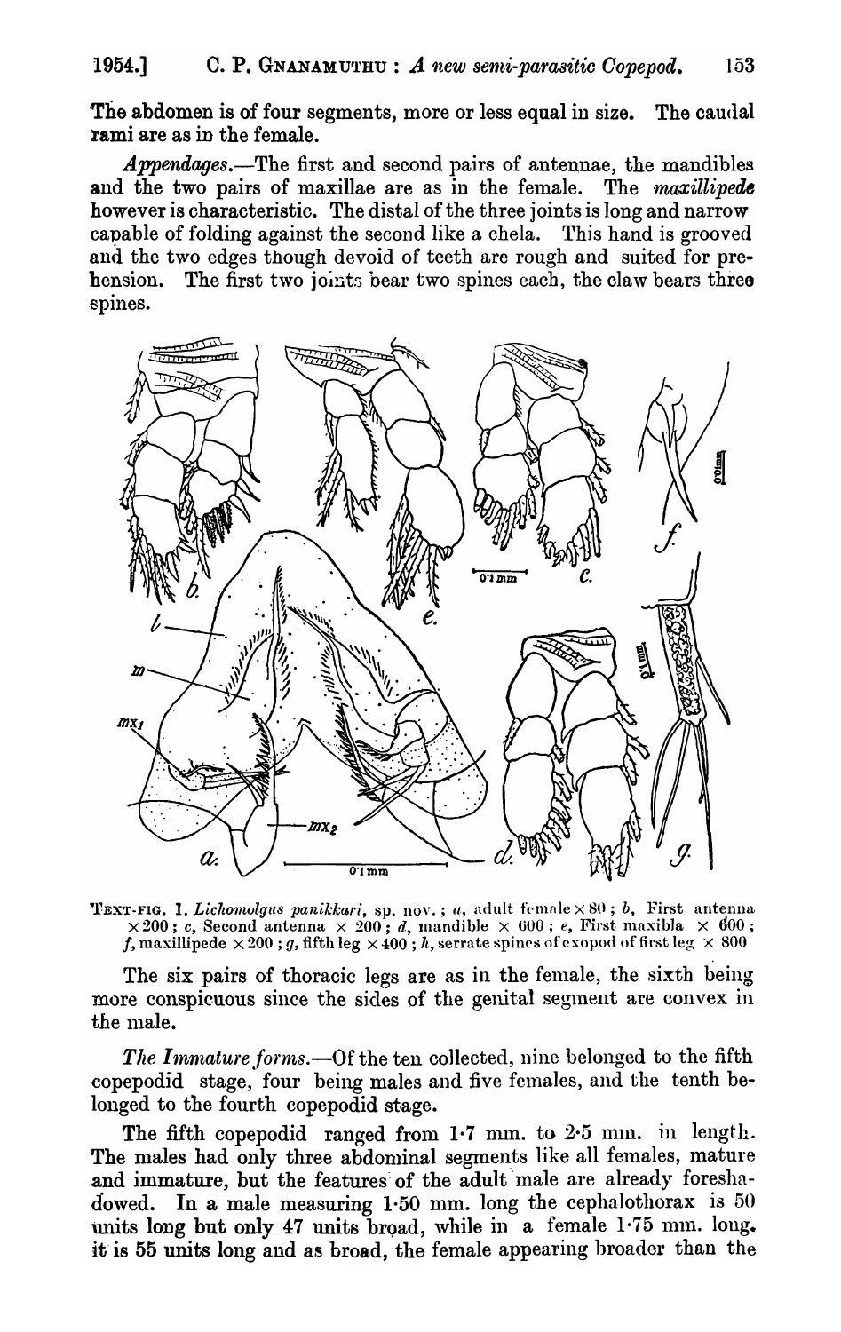The abdomen is of four segments, more or less equal in size. The caudal rami are as in the female.

*Appendages*.—The first and second pairs of antennae, the mandibles and the two pairs of maxillae are as in the female. The *maxillipede* however is characteristic. The distal of the three joints is long and narrow capable of folding against the second like a chela. This hand is grooved and the two edges though devoid of teeth are rough and suited for prehension. The first two joints bear two spines each, the claw bears three spines.

TEXT-FIG. 1. *Lichomolgus panikkari*, sp. nov.; *a*, adult female × 80; *b*, First antenna × 200; *c*, Second antenna × 200; *d*, mandible × 600; *e*, First maxibla × 600; *f*, maxillipede × 200; *g*, fifth leg × 400; *h*, serrate spines of exopod of first leg × 800

The six pairs of thoracic legs are as in the female, the sixth being more conspicuous since the sides of the genital segment are convex in the male.

*The Immature forms*.—Of the ten collected, nine belonged to the fifth copepodid stage, four being males and five females, and the tenth belonged to the fourth copepodid stage.

The fifth copepodid ranged from 1·7 mm. to 2·5 mm. in length. The males had only three abdominal segments like all females, mature and immature, but the features of the adult male are already foreshadowed. In a male measuring 1·50 mm. long the cephalothorax is 50 units long but only 47 units broad, while in a female 1·75 mm. long, it is 55 units long and as broad, the female appearing broader than the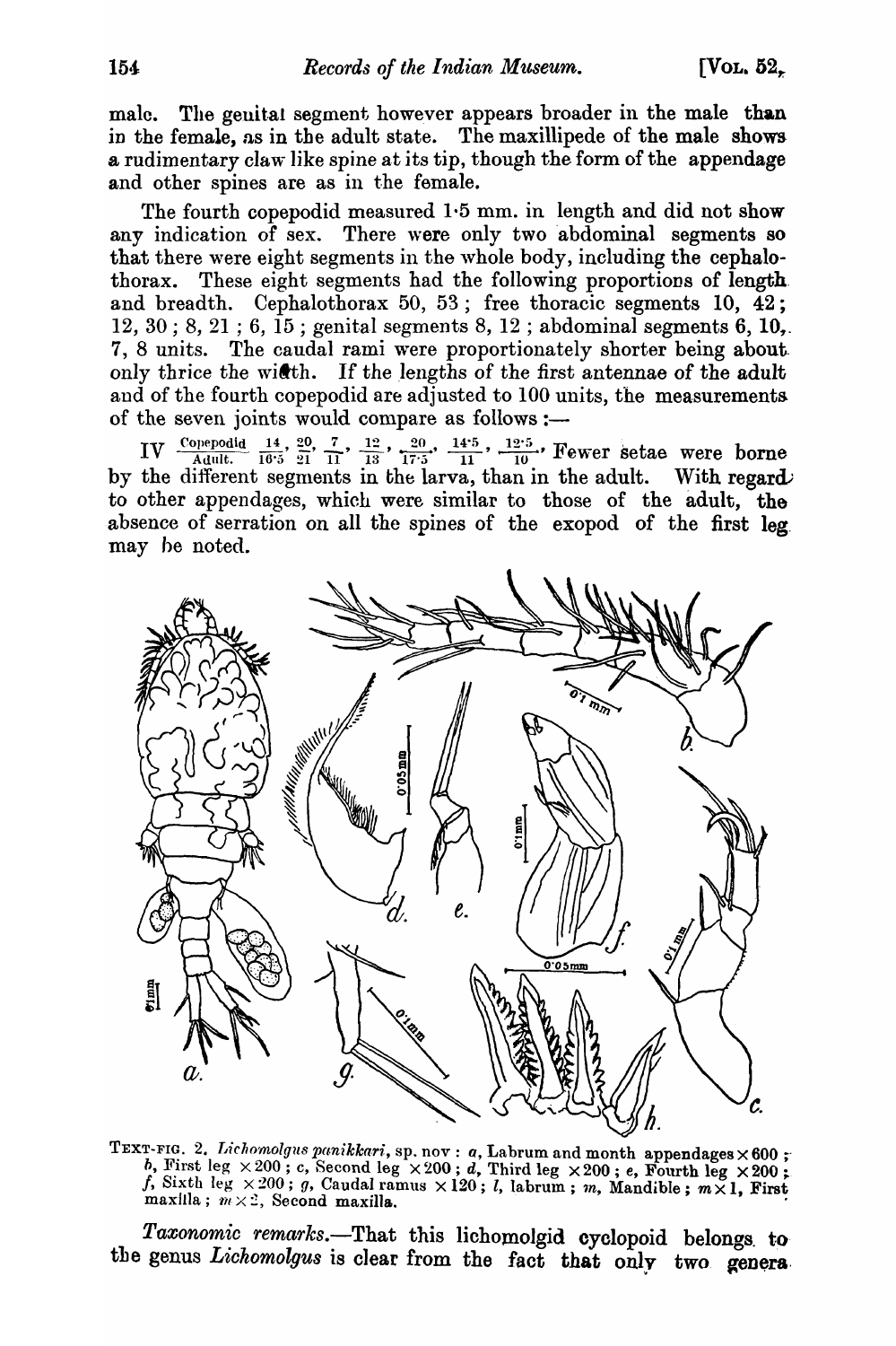male. The genital segment however appears broader in the male than in the female, as in the adult state. The maxillipede of the male shows a rudimentary claw like spine at its tip, though the form of the appendage and other spines are as in the female.

The fourth copepodid measured 1·5 mm. in length and did not show any indication of sex. There were only two abdominal segments so that there were eight segments in the whole body, including the cephalothorax. These eight segments had the following proportions of length and breadth. Cephalothorax 50, 53; free thoracic segments 10, 42; 12, 30; 8, 21; 6, 15; genital segments 8, 12; abdominal segments 6, 10, 7, 8 units. The caudal rami were proportionately shorter being about only thrice the width. If the lengths of the first antennae of the adult and of the fourth copepodid are adjusted to 100 units, the measurements of the seven joints would compare as follows:—

IV $\frac{\text{Copepodid}}{\text{Adult.}}$ $\frac{14}{16{\cdot}5}$, $\frac{20}{21}$, $\frac{7}{11}$, $\frac{12}{13}$, $\frac{20}{17{\cdot}5}$, $\frac{14{\cdot}5}{11}$, $\frac{12{\cdot}5}{10}$. Fewer setae were borne by the different segments in the larva, than in the adult. With regard to other appendages, which were similar to those of the adult, the absence of serration on all the spines of the exopod of the first leg may be noted.

TEXT-FIG. 2. *Lichomolgus panikkari*, sp. nov: *a*, Labrum and month appendages × 600; *b*, First leg × 200; *c*, Second leg × 200; *d*, Third leg × 200; *e*, Fourth leg × 200; *f*, Sixth leg × 200; *g*, Caudal ramus × 120; *l*, labrum; *m*, Mandible; *m* × 1, First maxilla; *m* × 2, Second maxilla.

*Taxonomic remarks*.—That this lichomolgid cyclopoid belongs to the genus *Lichomolgus* is clear from the fact that only two genera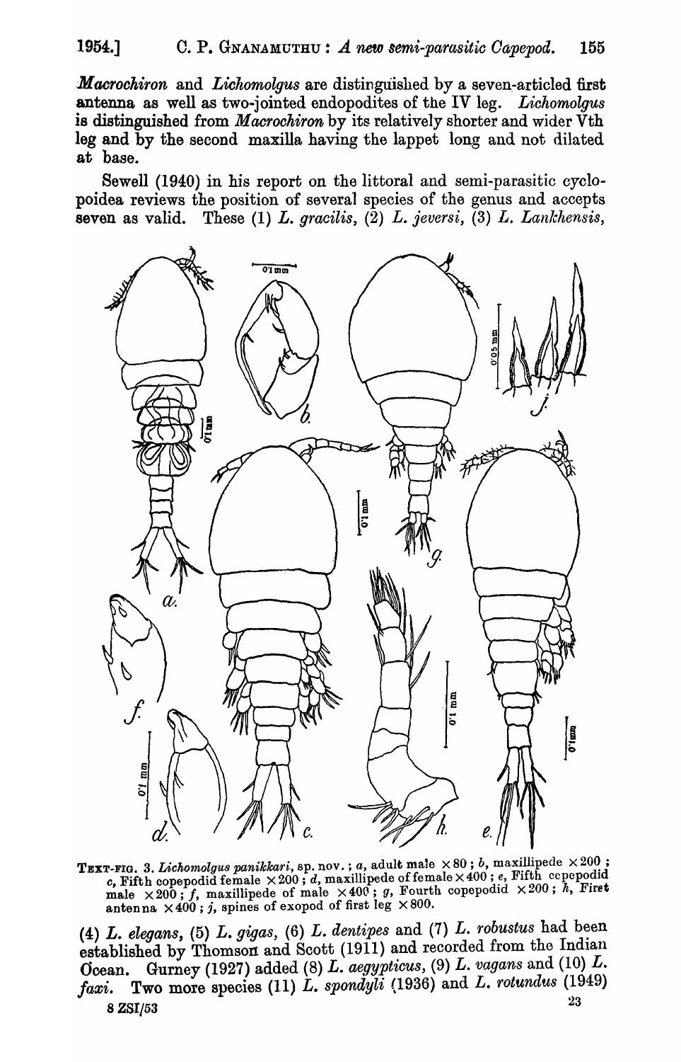*Macrochiron* and *Lichomolgus* are distinguished by a seven-articled first antenna as well as two-jointed endopodites of the IV leg. *Lichomolgus* is distinguished from *Macrochiron* by its relatively shorter and wider Vth leg and by the second maxilla having the lappet long and not dilated at base.

Sewell (1940) in his report on the littoral and semi-parasitic cyclopoidea reviews the position of several species of the genus and accepts seven as valid. These (1) *L. gracilis*, (2) *L. jeversi*, (3) *L. Lankhensis*,

TEXT-FIG. 3. *Lichomolgus panikkari*, sp. nov.; *a*, adult male ×80; *b*, maxillipede ×200; *c*, Fifth copepodid female ×200; *d*, maxillipede of female ×400; *e*, Fifth copepodid male ×200; *f*, maxillipede of male ×400; *g*, Fourth copepodid ×200; *h*, First antenna ×400; *j*, spines of exopod of first leg ×800.

(4) *L. elegans*, (5) *L. gigas*, (6) *L. dentipes* and (7) *L. robustus* had been established by Thomson and Scott (1911) and recorded from the Indian Ocean. Gurney (1927) added (8) *L. aegypticus*, (9) *L. vagans* and (10) *L. faxi*. Two more species (11) *L. spondyli* (1936) and *L. rotundus* (1949)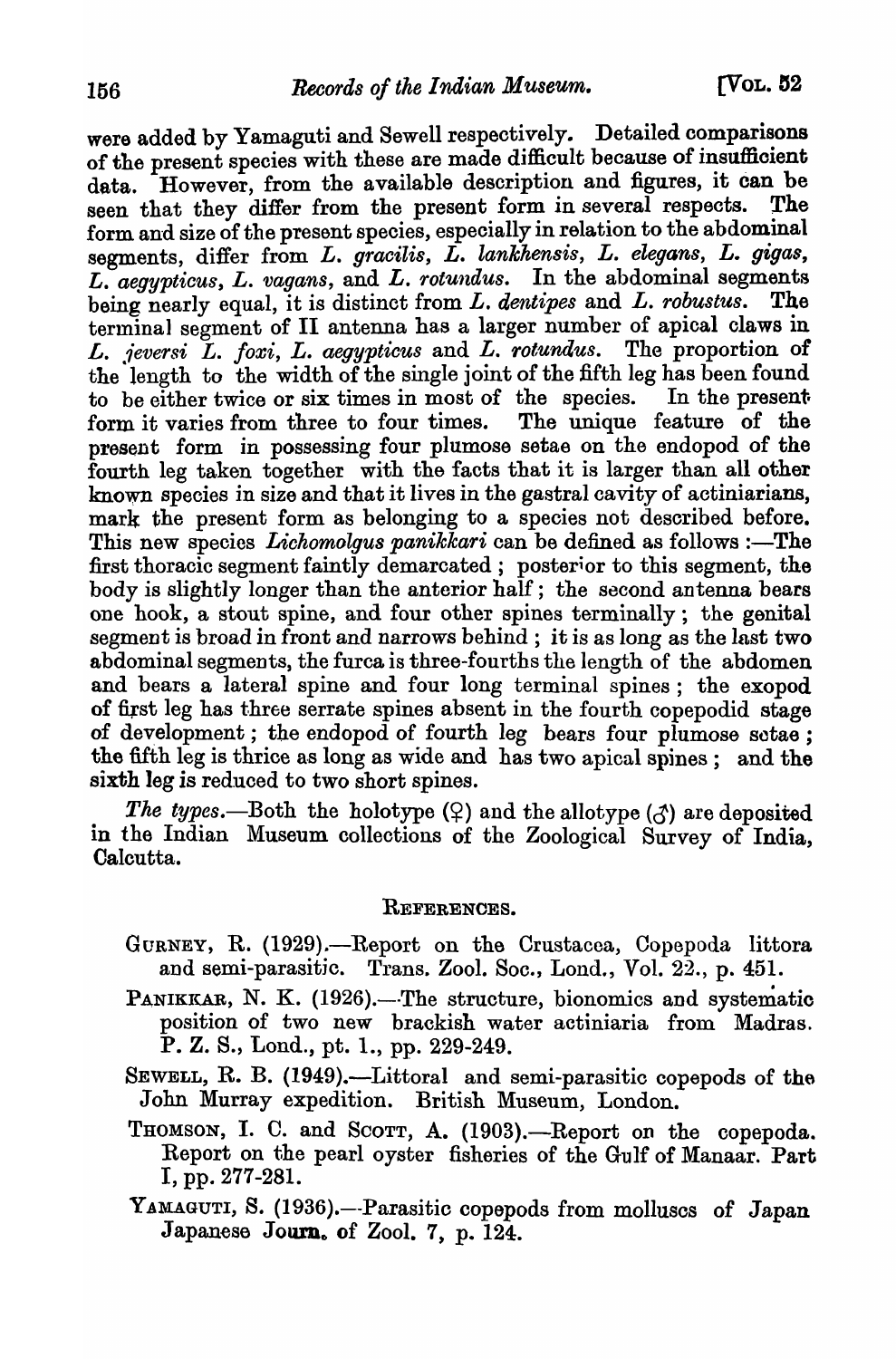were added by Yamaguti and Sewell respectively. Detailed comparisons of the present species with these are made difficult because of insufficient data. However, from the available description and figures, it can be seen that they differ from the present form in several respects. The form and size of the present species, especially in relation to the abdominal segments, differ from *L. gracilis*, *L. lankhensis*, *L. elegans*, *L. gigas*, *L. aegypticus*, *L. vagans*, and *L. rotundus*. In the abdominal segments being nearly equal, it is distinct from *L. dentipes* and *L. robustus*. The terminal segment of II antenna has a larger number of apical claws in *L. jeversi* *L. foxi*, *L. aegypticus* and *L. rotundus*. The proportion of the length to the width of the single joint of the fifth leg has been found to be either twice or six times in most of the species. In the present form it varies from three to four times. The unique feature of the present form in possessing four plumose setae on the endopod of the fourth leg taken together with the facts that it is larger than all other known species in size and that it lives in the gastral cavity of actiniarians, mark the present form as belonging to a species not described before. This new species *Lichomolgus panikkari* can be defined as follows :—The first thoracic segment faintly demarcated ; posterior to this segment, the body is slightly longer than the anterior half ; the second antenna bears one hook, a stout spine, and four other spines terminally ; the genital segment is broad in front and narrows behind ; it is as long as the last two abdominal segments, the furca is three-fourths the length of the abdomen and bears a lateral spine and four long terminal spines ; the exopod of first leg has three serrate spines absent in the fourth copepodid stage of development ; the endopod of fourth leg bears four plumose setae ; the fifth leg is thrice as long as wide and has two apical spines ; and the sixth leg is reduced to two short spines.

*The types*.—Both the holotype (♀) and the allotype (♂) are deposited in the Indian Museum collections of the Zoological Survey of India, Calcutta.

## REFERENCES.

GURNEY, R. (1929).—Report on the Crustacea, Copepoda littora and semi-parasitic. Trans. Zool. Soc., Lond., Vol. 22., p. 451.

PANIKKAR, N. K. (1926).—The structure, bionomics and systematic position of two new brackish water actiniaria from Madras. P. Z. S., Lond., pt. 1., pp. 229-249.

SEWELL, R. B. (1949).—Littoral and semi-parasitic copepods of the John Murray expedition. British Museum, London.

THOMSON, I. C. and SCOTT, A. (1903).—Report on the copepoda. Report on the pearl oyster fisheries of the Gulf of Manaar. Part I, pp. 277-281.

YAMAGUTI, S. (1936).—Parasitic copepods from molluscs of Japan Japanese Journ. of Zool. 7, p. 124.